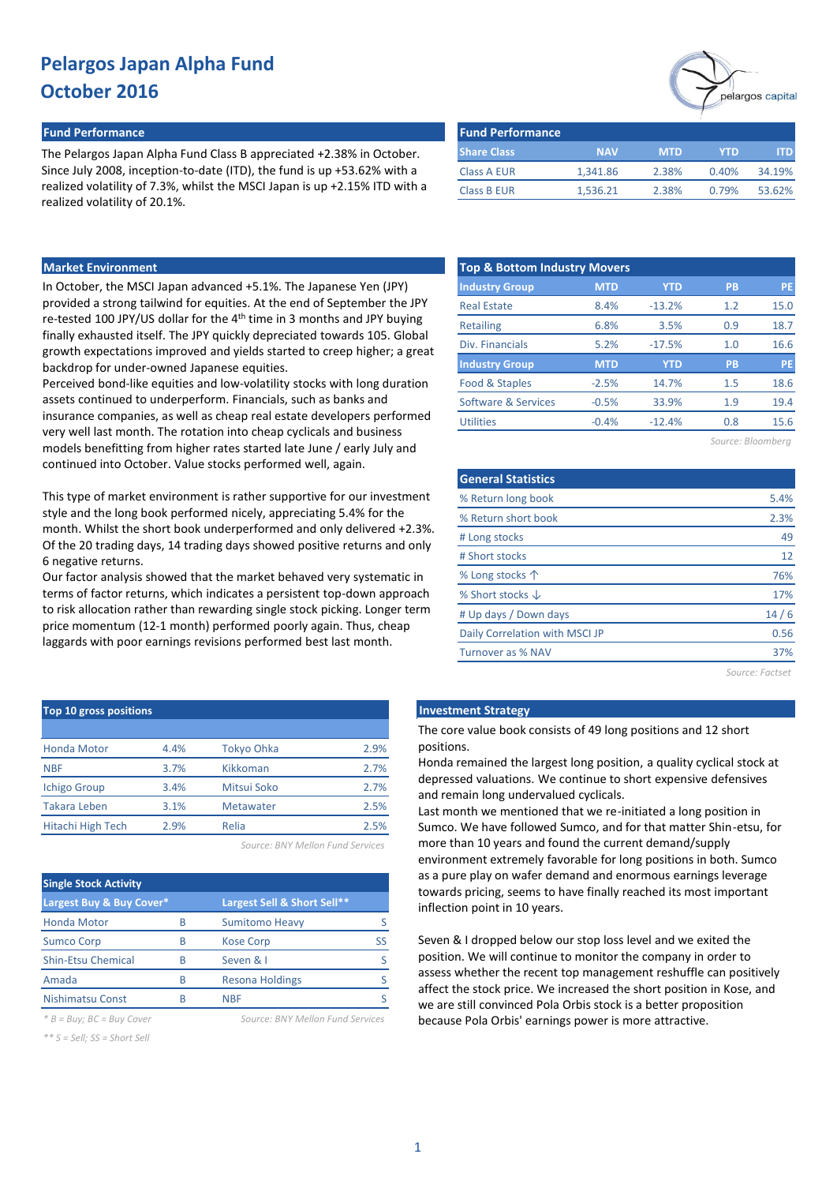# Pelargos Japan Alpha Fund
# October 2016

pelargos capital

## Fund Performance

The Pelargos Japan Alpha Fund Class B appreciated +2.38% in October. Since July 2008, inception-to-date (ITD), the fund is up +53.62% with a realized volatility of 7.3%, whilst the MSCI Japan is up +2.15% ITD with a realized volatility of 20.1%.

| Share Class | NAV | MTD | YTD | ITD |
|---|---|---|---|---|
| Class A EUR | 1,341.86 | 2.38% | 0.40% | 34.19% |
| Class B EUR | 1,536.21 | 2.38% | 0.79% | 53.62% |

## Market Environment

In October, the MSCI Japan advanced +5.1%. The Japanese Yen (JPY) provided a strong tailwind for equities. At the end of September the JPY re-tested 100 JPY/US dollar for the 4th time in 3 months and JPY buying finally exhausted itself. The JPY quickly depreciated towards 105. Global growth expectations improved and yields started to creep higher; a great backdrop for under-owned Japanese equities.

Perceived bond-like equities and low-volatility stocks with long duration assets continued to underperform. Financials, such as banks and insurance companies, as well as cheap real estate developers performed very well last month. The rotation into cheap cyclicals and business models benefitting from higher rates started late June / early July and continued into October. Value stocks performed well, again.

This type of market environment is rather supportive for our investment style and the long book performed nicely, appreciating 5.4% for the month. Whilst the short book underperformed and only delivered +2.3%. Of the 20 trading days, 14 trading days showed positive returns and only 6 negative returns.

Our factor analysis showed that the market behaved very systematic in terms of factor returns, which indicates a persistent top-down approach to risk allocation rather than rewarding single stock picking. Longer term price momentum (12-1 month) performed poorly again. Thus, cheap laggards with poor earnings revisions performed best last month.

## Top & Bottom Industry Movers

| Industry Group | MTD | YTD | PB | PE |
|---|---|---|---|---|
| Real Estate | 8.4% | -13.2% | 1.2 | 15.0 |
| Retailing | 6.8% | 3.5% | 0.9 | 18.7 |
| Div. Financials | 5.2% | -17.5% | 1.0 | 16.6 |
| **Industry Group** | **MTD** | **YTD** | **PB** | **PE** |
| Food & Staples | -2.5% | 14.7% | 1.5 | 18.6 |
| Software & Services | -0.5% | 33.9% | 1.9 | 19.4 |
| Utilities | -0.4% | -12.4% | 0.8 | 15.6 |

*Source: Bloomberg*

## General Statistics

| | |
|---|---|
| % Return long book | 5.4% |
| % Return short book | 2.3% |
| # Long stocks | 49 |
| # Short stocks | 12 |
| % Long stocks ↑ | 76% |
| % Short stocks ↓ | 17% |
| # Up days / Down days | 14 / 6 |
| Daily Correlation with MSCI JP | 0.56 |
| Turnover as % NAV | 37% |

*Source: Factset*

## Top 10 gross positions

| | | | |
|---|---|---|---|
| Honda Motor | 4.4% | Tokyo Ohka | 2.9% |
| NBF | 3.7% | Kikkoman | 2.7% |
| Ichigo Group | 3.4% | Mitsui Soko | 2.7% |
| Takara Leben | 3.1% | Metawater | 2.5% |
| Hitachi High Tech | 2.9% | Relia | 2.5% |

*Source: BNY Mellon Fund Services*

## Single Stock Activity

| Largest Buy & Buy Cover* | | Largest Sell & Short Sell** | |
|---|---|---|---|
| Honda Motor | B | Sumitomo Heavy | S |
| Sumco Corp | B | Kose Corp | SS |
| Shin-Etsu Chemical | B | Seven & I | S |
| Amada | B | Resona Holdings | S |
| Nishimatsu Const | B | NBF | S |

*\* B = Buy; BC = Buy Cover*

*\*\* S = Sell; SS = Short Sell*

*Source: BNY Mellon Fund Services*

## Investment Strategy

The core value book consists of 49 long positions and 12 short positions.

Honda remained the largest long position, a quality cyclical stock at depressed valuations. We continue to short expensive defensives and remain long undervalued cyclicals.

Last month we mentioned that we re-initiated a long position in Sumco. We have followed Sumco, and for that matter Shin-etsu, for more than 10 years and found the current demand/supply environment extremely favorable for long positions in both. Sumco as a pure play on wafer demand and enormous earnings leverage towards pricing, seems to have finally reached its most important inflection point in 10 years.

Seven & I dropped below our stop loss level and we exited the position. We will continue to monitor the company in order to assess whether the recent top management reshuffle can positively affect the stock price. We increased the short position in Kose, and we are still convinced Pola Orbis stock is a better proposition because Pola Orbis' earnings power is more attractive.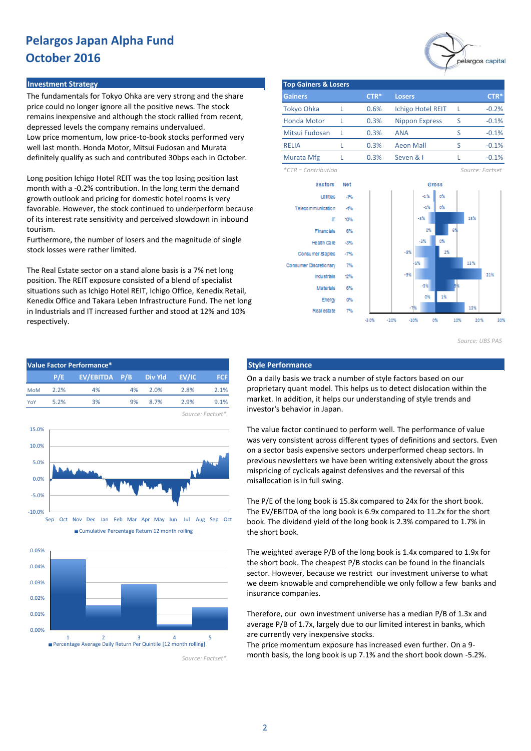# Pelargos Japan Alpha Fund
# October 2016

## Investment Strategy

The fundamentals for Tokyo Ohka are very strong and the share price could no longer ignore all the positive news. The stock remains inexpensive and although the stock rallied from recent, depressed levels the company remains undervalued.
Low price momentum, low price-to-book stocks performed very well last month. Honda Motor, Mitsui Fudosan and Murata definitely qualify as such and contributed 30bps each in October.

Long position Ichigo Hotel REIT was the top losing position last month with a -0.2% contribution. In the long term the demand growth outlook and pricing for domestic hotel rooms is very favorable. However, the stock continued to underperform because of its interest rate sensitivity and perceived slowdown in inbound tourism.
Furthermore, the number of losers and the magnitude of single stock losses were rather limited.

The Real Estate sector on a stand alone basis is a 7% net long position. The REIT exposure consisted of a blend of specialist situations such as Ichigo Hotel REIT, Ichigo Office, Kenedix Retail, Kenedix Office and Takara Leben Infrastructure Fund. The net long in Industrials and IT increased further and stood at 12% and 10% respectively.

## Top Gainers & Losers

| Gainers | | CTR* | Losers | | CTR* |
|---|---|---|---|---|---|
| Tokyo Ohka | L | 0.6% | Ichigo Hotel REIT | L | -0.2% |
| Honda Motor | L | 0.3% | Nippon Express | S | -0.1% |
| Mitsui Fudosan | L | 0.3% | ANA | S | -0.1% |
| RELIA | L | 0.3% | Aeon Mall | S | -0.1% |
| Murata Mfg | L | 0.3% | Seven & I | L | -0.1% |

*CTR = Contribution

Source: Factset

Sectors
Net
Gross
Utilities -1% -1% 0%
Telecommunication -1% -1% 0%
IT 10% -3% 13%
Financials 6% 0% 6%
Health Care -3% -3% 0%
Consumer Staples -7% -9% 2%
Consumer Discretionary 7% -5% 13%
Industrials 12% -9% 21%
Materials 6% -3% 9%
Energy 0% 0% 1%
Real estate 7% -7% 13%
-30% -20% -10% 0% 10% 20% 30%

Source: UBS PAS

## Value Factor Performance*

| | P/E | EV/EBITDA | P/B | Div Yld | EV/IC | FCF |
|---|---|---|---|---|---|---|
| MoM | 2.2% | 4% | 4% | 2.0% | 2.8% | 2.1% |
| YoY | 5.2% | 3% | 9% | 8.7% | 2.9% | 9.1% |

Source: Factset*

15.0%
10.0%
5.0%
0.0%
-5.0%
-10.0%
Sep Oct Nov Dec Jan Feb Mar Apr May Jun Jul Aug Sep Oct
Cumulative Percentage Return 12 month rolling

0.05%
0.04%
0.03%
0.02%
0.01%
0.00%
1 2 3 4 5
Percentage Average Daily Return Per Quintile [12 month rolling]

Source: Factset*

## Style Performance

On a daily basis we track a number of style factors based on our proprietary quant model. This helps us to detect dislocation within the market. In addition, it helps our understanding of style trends and investor's behavior in Japan.

The value factor continued to perform well. The performance of value was very consistent across different types of definitions and sectors. Even on a sector basis expensive sectors underperformed cheap sectors. In previous newsletters we have been writing extensively about the gross mispricing of cyclicals against defensives and the reversal of this misallocation is in full swing.

The P/E of the long book is 15.8x compared to 24x for the short book. The EV/EBITDA of the long book is 6.9x compared to 11.2x for the short book. The dividend yield of the long book is 2.3% compared to 1.7% in the short book.

The weighted average P/B of the long book is 1.4x compared to 1.9x for the short book. The cheapest P/B stocks can be found in the financials sector. However, because we restrict our investment universe to what we deem knowable and comprehendible we only follow a few banks and insurance companies.

Therefore, our own investment universe has a median P/B of 1.3x and average P/B of 1.7x, largely due to our limited interest in banks, which are currently very inexpensive stocks.
The price momentum exposure has increased even further. On a 9-month basis, the long book is up 7.1% and the short book down -5.2%.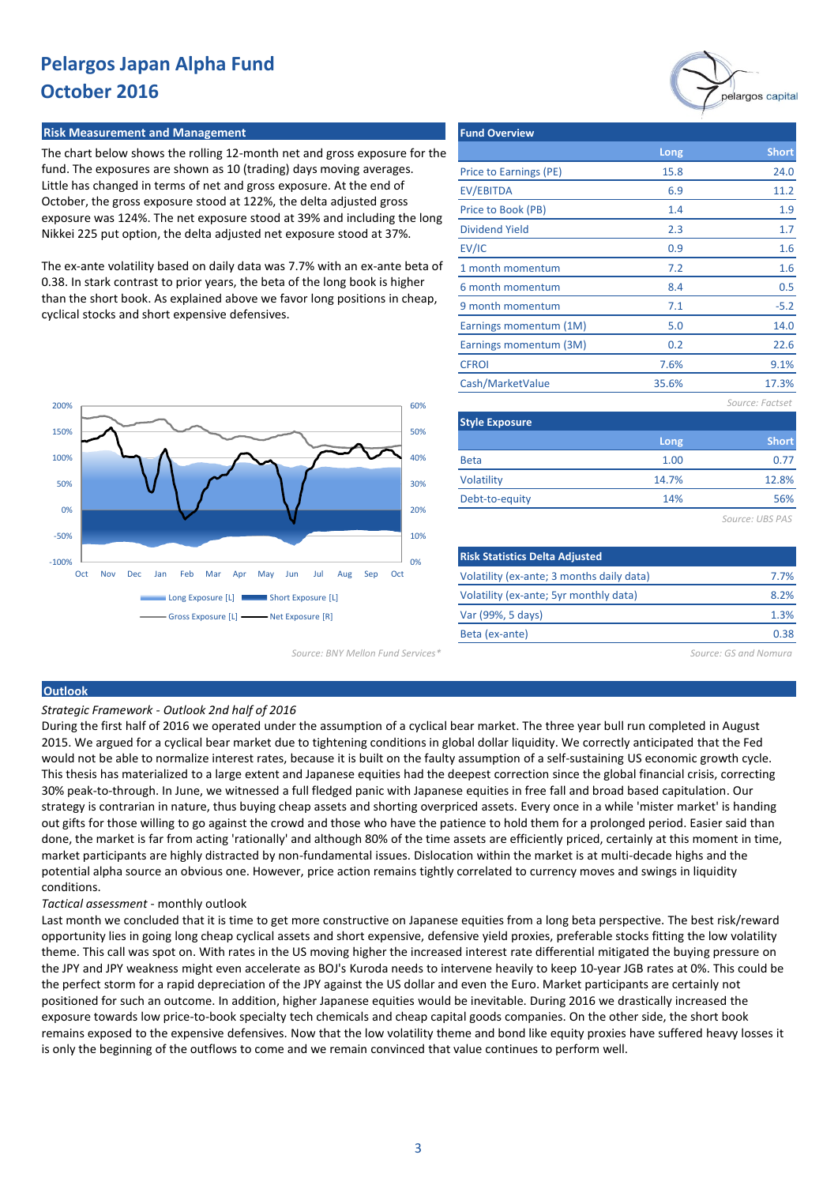# Pelargos Japan Alpha Fund
# October 2016

## Risk Measurement and Management

The chart below shows the rolling 12-month net and gross exposure for the fund. The exposures are shown as 10 (trading) days moving averages. Little has changed in terms of net and gross exposure. At the end of October, the gross exposure stood at 122%, the delta adjusted gross exposure was 124%. The net exposure stood at 39% and including the long Nikkei 225 put option, the delta adjusted net exposure stood at 37%.

The ex-ante volatility based on daily data was 7.7% with an ex-ante beta of 0.38. In stark contrast to prior years, the beta of the long book is higher than the short book. As explained above we favor long positions in cheap, cyclical stocks and short expensive defensives.

200%
150%
100%
50%
0%
-50%
-100%

60%
50%
40%
30%
20%
10%
0%

Oct Nov Dec Jan Feb Mar Apr May Jun Jul Aug Sep Oct

Long Exposure [L] Short Exposure [L]
Gross Exposure [L] Net Exposure [R]

*Source: BNY Mellon Fund Services\**

## Fund Overview

| | Long | Short |
|---|---|---|
| Price to Earnings (PE) | 15.8 | 24.0 |
| EV/EBITDA | 6.9 | 11.2 |
| Price to Book (PB) | 1.4 | 1.9 |
| Dividend Yield | 2.3 | 1.7 |
| EV/IC | 0.9 | 1.6 |
| 1 month momentum | 7.2 | 1.6 |
| 6 month momentum | 8.4 | 0.5 |
| 9 month momentum | 7.1 | -5.2 |
| Earnings momentum (1M) | 5.0 | 14.0 |
| Earnings momentum (3M) | 0.2 | 22.6 |
| CFROI | 7.6% | 9.1% |
| Cash/MarketValue | 35.6% | 17.3% |

*Source: Factset*

## Style Exposure

| | Long | Short |
|---|---|---|
| Beta | 1.00 | 0.77 |
| Volatility | 14.7% | 12.8% |
| Debt-to-equity | 14% | 56% |

*Source: UBS PAS*

## Risk Statistics Delta Adjusted

| | |
|---|---|
| Volatility (ex-ante; 3 months daily data) | 7.7% |
| Volatility (ex-ante; 5yr monthly data) | 8.2% |
| Var (99%, 5 days) | 1.3% |
| Beta (ex-ante) | 0.38 |

*Source: GS and Nomura*

## Outlook

*Strategic Framework - Outlook 2nd half of 2016*

During the first half of 2016 we operated under the assumption of a cyclical bear market. The three year bull run completed in August 2015. We argued for a cyclical bear market due to tightening conditions in global dollar liquidity. We correctly anticipated that the Fed would not be able to normalize interest rates, because it is built on the faulty assumption of a self-sustaining US economic growth cycle. This thesis has materialized to a large extent and Japanese equities had the deepest correction since the global financial crisis, correcting 30% peak-to-through. In June, we witnessed a full fledged panic with Japanese equities in free fall and broad based capitulation. Our strategy is contrarian in nature, thus buying cheap assets and shorting overpriced assets. Every once in a while 'mister market' is handing out gifts for those willing to go against the crowd and those who have the patience to hold them for a prolonged period. Easier said than done, the market is far from acting 'rationally' and although 80% of the time assets are efficiently priced, certainly at this moment in time, market participants are highly distracted by non-fundamental issues. Dislocation within the market is at multi-decade highs and the potential alpha source an obvious one. However, price action remains tightly correlated to currency moves and swings in liquidity conditions.

*Tactical assessment* - monthly outlook

Last month we concluded that it is time to get more constructive on Japanese equities from a long beta perspective. The best risk/reward opportunity lies in going long cheap cyclical assets and short expensive, defensive yield proxies, preferable stocks fitting the low volatility theme. This call was spot on. With rates in the US moving higher the increased interest rate differential mitigated the buying pressure on the JPY and JPY weakness might even accelerate as BOJ's Kuroda needs to intervene heavily to keep 10-year JGB rates at 0%. This could be the perfect storm for a rapid depreciation of the JPY against the US dollar and even the Euro. Market participants are certainly not positioned for such an outcome. In addition, higher Japanese equities would be inevitable. During 2016 we drastically increased the exposure towards low price-to-book specialty tech chemicals and cheap capital goods companies. On the other side, the short book remains exposed to the expensive defensives. Now that the low volatility theme and bond like equity proxies have suffered heavy losses it is only the beginning of the outflows to come and we remain convinced that value continues to perform well.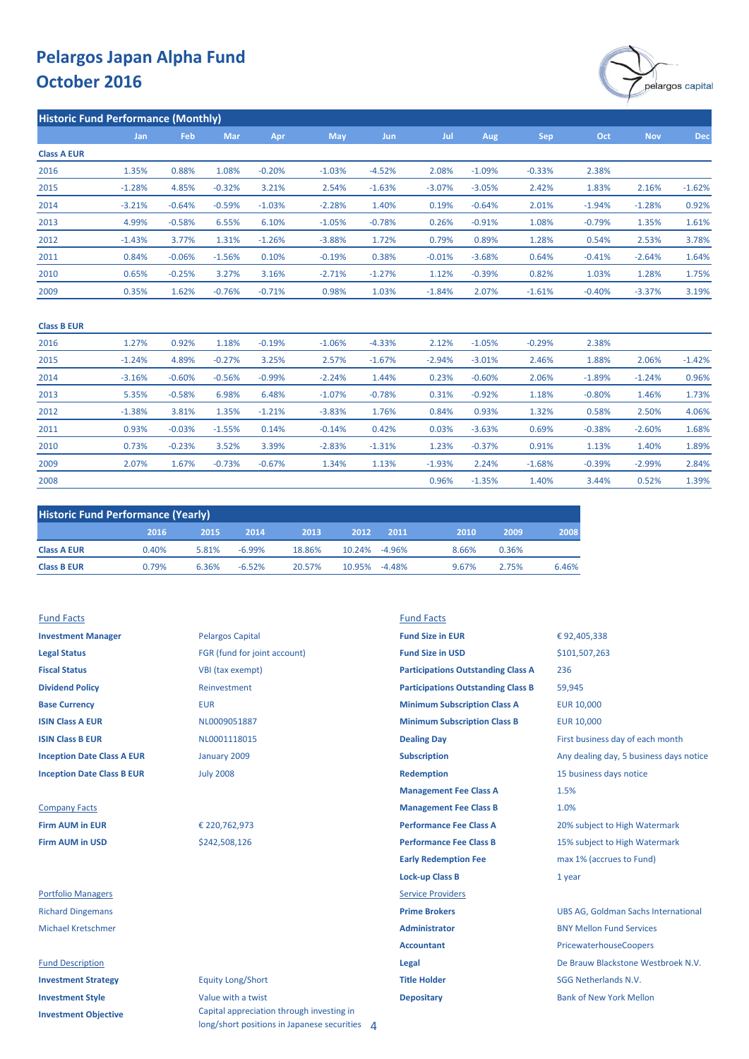# Pelargos Japan Alpha Fund
# October 2016

## Historic Fund Performance (Monthly)

| | Jan | Feb | Mar | Apr | May | Jun | Jul | Aug | Sep | Oct | Nov | Dec |
|---|---|---|---|---|---|---|---|---|---|---|---|---|
| **Class A EUR** | | | | | | | | | | | | |
| 2016 | 1.35% | 0.88% | 1.08% | -0.20% | -1.03% | -4.52% | 2.08% | -1.09% | -0.33% | 2.38% | | |
| 2015 | -1.28% | 4.85% | -0.32% | 3.21% | 2.54% | -1.63% | -3.07% | -3.05% | 2.42% | 1.83% | 2.16% | -1.62% |
| 2014 | -3.21% | -0.64% | -0.59% | -1.03% | -2.28% | 1.40% | 0.19% | -0.64% | 2.01% | -1.94% | -1.28% | 0.92% |
| 2013 | 4.99% | -0.58% | 6.55% | 6.10% | -1.05% | -0.78% | 0.26% | -0.91% | 1.08% | -0.79% | 1.35% | 1.61% |
| 2012 | -1.43% | 3.77% | 1.31% | -1.26% | -3.88% | 1.72% | 0.79% | 0.89% | 1.28% | 0.54% | 2.53% | 3.78% |
| 2011 | 0.84% | -0.06% | -1.56% | 0.10% | -0.19% | 0.38% | -0.01% | -3.68% | 0.64% | -0.41% | -2.64% | 1.64% |
| 2010 | 0.65% | -0.25% | 3.27% | 3.16% | -2.71% | -1.27% | 1.12% | -0.39% | 0.82% | 1.03% | 1.28% | 1.75% |
| 2009 | 0.35% | 1.62% | -0.76% | -0.71% | 0.98% | 1.03% | -1.84% | 2.07% | -1.61% | -0.40% | -3.37% | 3.19% |
| **Class B EUR** | | | | | | | | | | | | |
| 2016 | 1.27% | 0.92% | 1.18% | -0.19% | -1.06% | -4.33% | 2.12% | -1.05% | -0.29% | 2.38% | | |
| 2015 | -1.24% | 4.89% | -0.27% | 3.25% | 2.57% | -1.67% | -2.94% | -3.01% | 2.46% | 1.88% | 2.06% | -1.42% |
| 2014 | -3.16% | -0.60% | -0.56% | -0.99% | -2.24% | 1.44% | 0.23% | -0.60% | 2.06% | -1.89% | -1.24% | 0.96% |
| 2013 | 5.35% | -0.58% | 6.98% | 6.48% | -1.07% | -0.78% | 0.31% | -0.92% | 1.18% | -0.80% | 1.46% | 1.73% |
| 2012 | -1.38% | 3.81% | 1.35% | -1.21% | -3.83% | 1.76% | 0.84% | 0.93% | 1.32% | 0.58% | 2.50% | 4.06% |
| 2011 | 0.93% | -0.03% | -1.55% | 0.14% | -0.14% | 0.42% | 0.03% | -3.63% | 0.69% | -0.38% | -2.60% | 1.68% |
| 2010 | 0.73% | -0.23% | 3.52% | 3.39% | -2.83% | -1.31% | 1.23% | -0.37% | 0.91% | 1.13% | 1.40% | 1.89% |
| 2009 | 2.07% | 1.67% | -0.73% | -0.67% | 1.34% | 1.13% | -1.93% | 2.24% | -1.68% | -0.39% | -2.99% | 2.84% |
| 2008 | | | | | | | 0.96% | -1.35% | 1.40% | 3.44% | 0.52% | 1.39% |

## Historic Fund Performance (Yearly)

| | 2016 | 2015 | 2014 | 2013 | 2012 | 2011 | 2010 | 2009 | 2008 |
|---|---|---|---|---|---|---|---|---|---|
| **Class A EUR** | 0.40% | 5.81% | -6.99% | 18.86% | 10.24% | -4.96% | 8.66% | 0.36% | |
| **Class B EUR** | 0.79% | 6.36% | -6.52% | 20.57% | 10.95% | -4.48% | 9.67% | 2.75% | 6.46% |

### Fund Facts

| | |
|---|---|
| **Investment Manager** | Pelargos Capital |
| **Legal Status** | FGR (fund for joint account) |
| **Fiscal Status** | VBI (tax exempt) |
| **Dividend Policy** | Reinvestment |
| **Base Currency** | EUR |
| **ISIN Class A EUR** | NL0009051887 |
| **ISIN Class B EUR** | NL0001118015 |
| **Inception Date Class A EUR** | January 2009 |
| **Inception Date Class B EUR** | July 2008 |

### Company Facts

| | |
|---|---|
| **Firm AUM in EUR** | € 220,762,973 |
| **Firm AUM in USD** | $242,508,126 |

### Portfolio Managers

Richard Dingemans

Michael Kretschmer

### Fund Description

| | |
|---|---|
| **Investment Strategy** | Equity Long/Short |
| **Investment Style** | Value with a twist |
| **Investment Objective** | Capital appreciation through investing in long/short positions in Japanese securities |

### Fund Facts

| | |
|---|---|
| **Fund Size in EUR** | € 92,405,338 |
| **Fund Size in USD** | $101,507,263 |
| **Participations Outstanding Class A** | 236 |
| **Participations Outstanding Class B** | 59,945 |
| **Minimum Subscription Class A** | EUR 10,000 |
| **Minimum Subscription Class B** | EUR 10,000 |
| **Dealing Day** | First business day of each month |
| **Subscription** | Any dealing day, 5 business days notice |
| **Redemption** | 15 business days notice |
| **Management Fee Class A** | 1.5% |
| **Management Fee Class B** | 1.0% |
| **Performance Fee Class A** | 20% subject to High Watermark |
| **Performance Fee Class B** | 15% subject to High Watermark |
| **Early Redemption Fee** | max 1% (accrues to Fund) |
| **Lock-up Class B** | 1 year |

### Service Providers

| | |
|---|---|
| **Prime Brokers** | UBS AG, Goldman Sachs International |
| **Administrator** | BNY Mellon Fund Services |
| **Accountant** | PricewaterhouseCoopers |
| **Legal** | De Brauw Blackstone Westbroek N.V. |
| **Title Holder** | SGG Netherlands N.V. |
| **Depositary** | Bank of New York Mellon |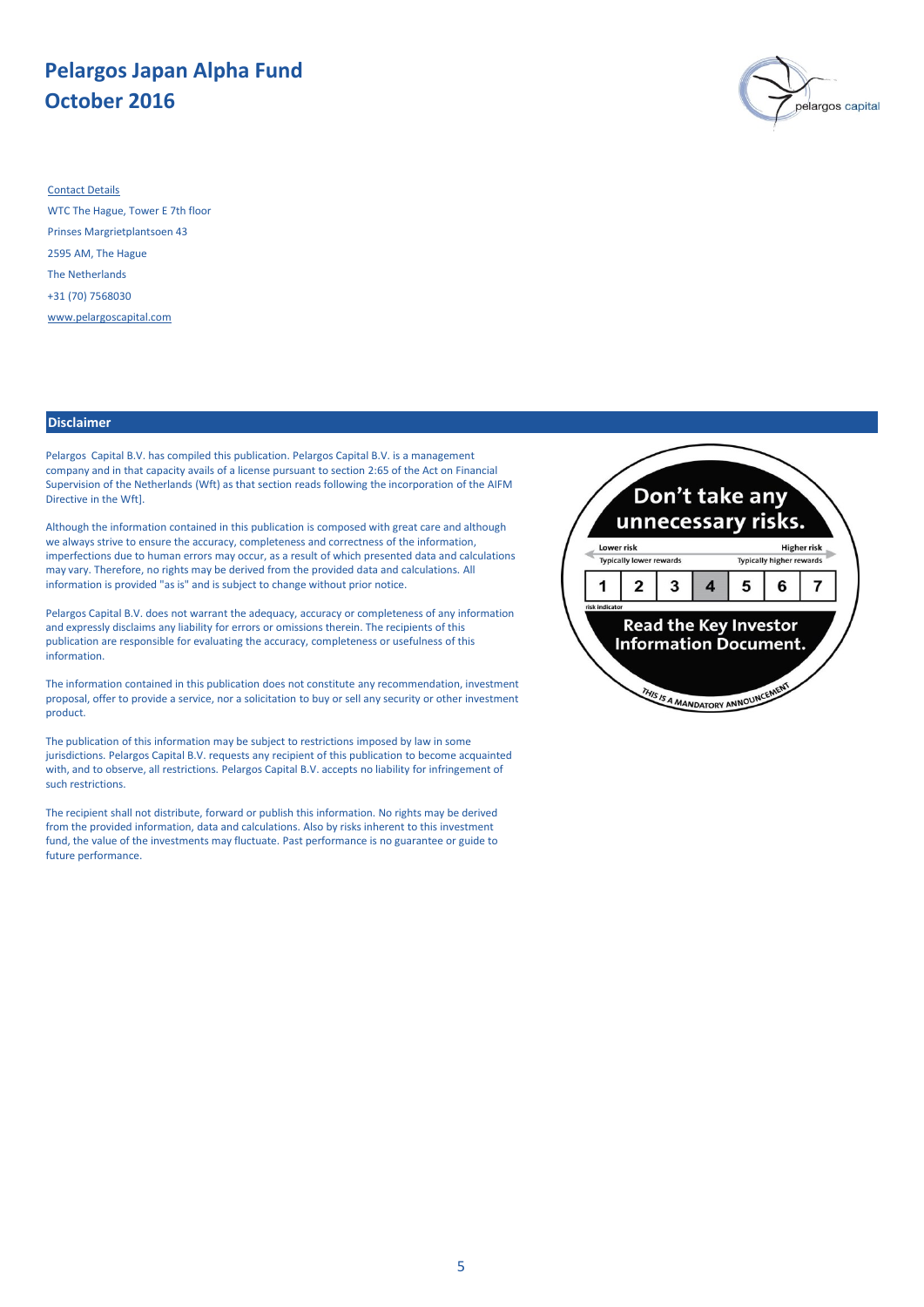# Pelargos Japan Alpha Fund
# October 2016

Contact Details
WTC The Hague, Tower E 7th floor
Princes Margrietplantsoen 43
2595 AM, The Hague
The Netherlands
+31 (70) 7568030
www.pelargoscapital.com

## Disclaimer

Pelargos Capital B.V. has compiled this publication. Pelargos Capital B.V. is a management company and in that capacity avails of a license pursuant to section 2:65 of the Act on Financial Supervision of the Netherlands (Wft) as that section reads following the incorporation of the AIFM Directive in the Wft].

Although the information contained in this publication is composed with great care and although we always strive to ensure the accuracy, completeness and correctness of the information, imperfections due to human errors may occur, as a result of which presented data and calculations may vary. Therefore, no rights may be derived from the provided data and calculations. All information is provided "as is" and is subject to change without prior notice.

Pelargos Capital B.V. does not warrant the adequacy, accuracy or completeness of any information and expressly disclaims any liability for errors or omissions therein. The recipients of this publication are responsible for evaluating the accuracy, completeness or usefulness of this information.

The information contained in this publication does not constitute any recommendation, investment proposal, offer to provide a service, nor a solicitation to buy or sell any security or other investment product.

The publication of this information may be subject to restrictions imposed by law in some jurisdictions. Pelargos Capital B.V. requests any recipient of this publication to become acquainted with, and to observe, all restrictions. Pelargos Capital B.V. accepts no liability for infringement of such restrictions.

The recipient shall not distribute, forward or publish this information. No rights may be derived from the provided information, data and calculations. Also by risks inherent to this investment fund, the value of the investments may fluctuate. Past performance is no guarantee or guide to future performance.

Don't take any unnecessary risks.

Lower risk
Typically lower rewards
Higher risk
Typically higher rewards

1 2 3 4 5 6 7

risk indicator

Read the Key Investor Information Document.

THIS IS A MANDATORY ANNOUNCEMENT